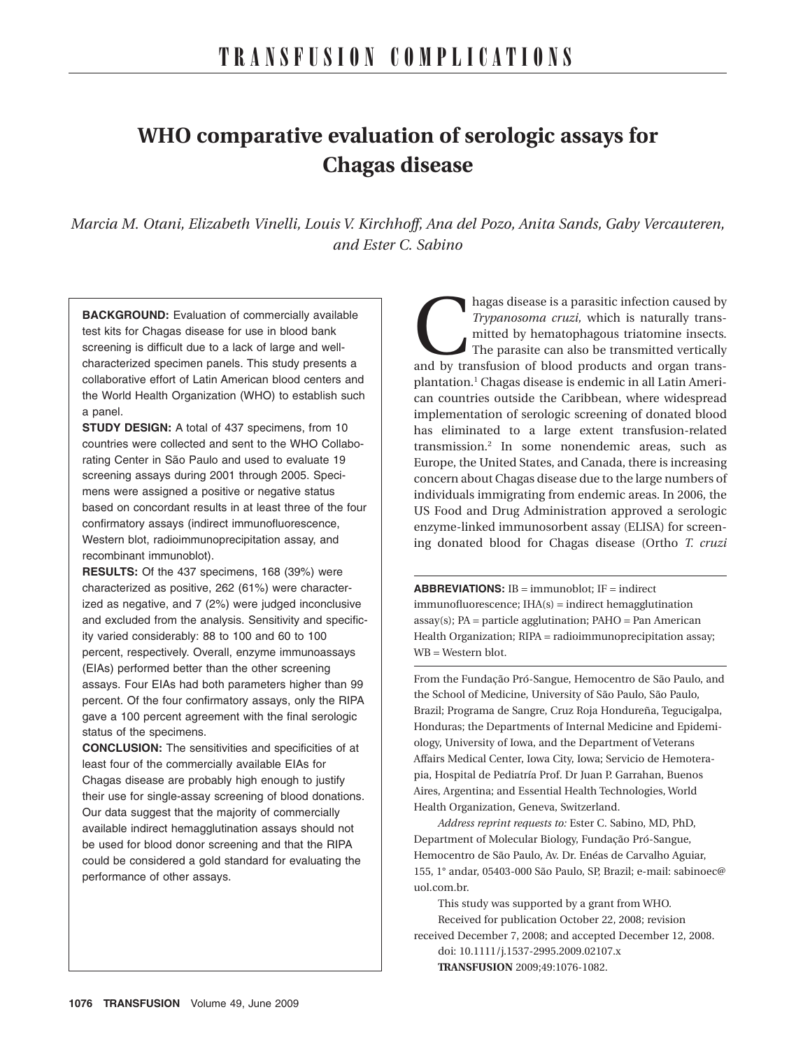# WHO comparative evaluation of serologic assays for Chagas disease

*Marcia M. Otani, Elizabeth Vinelli, Louis V. Kirchhoff, Ana del Pozo, Anita Sands, Gaby Vercauteren, and Ester C. Sabino*

**BACKGROUND:** Evaluation of commercially available test kits for Chagas disease for use in blood bank screening is difficult due to a lack of large and well-characterized specimen panels. This study presents a collaborative effort of Latin American blood centers and the World Health Organization (WHO) to establish such a panel.

**STUDY DESIGN:** A total of 437 specimens, from 10 countries were collected and sent to the WHO Collaborating Center in São Paulo and used to evaluate 19 screening assays during 2001 through 2005. Specimens were assigned a positive or negative status based on concordant results in at least three of the four confirmatory assays (indirect immunofluorescence, Western blot, radioimmunoprecipitation assay, and recombinant immunoblot).

**RESULTS:** Of the 437 specimens, 168 (39%) were characterized as positive, 262 (61%) were characterized as negative, and 7 (2%) were judged inconclusive and excluded from the analysis. Sensitivity and specificity varied considerably: 88 to 100 and 60 to 100 percent, respectively. Overall, enzyme immunoassays (EIAs) performed better than the other screening assays. Four EIAs had both parameters higher than 99 percent. Of the four confirmatory assays, only the RIPA gave a 100 percent agreement with the final serologic status of the specimens.

**CONCLUSION:** The sensitivities and specificities of at least four of the commercially available EIAs for Chagas disease are probably high enough to justify their use for single-assay screening of blood donations. Our data suggest that the majority of commercially available indirect hemagglutination assays should not be used for blood donor screening and that the RIPA could be considered a gold standard for evaluating the performance of other assays.

Chagas disease is a parasitic infection caused by *Trypanosoma cruzi,* which is naturally transmitted by hematophagous triatomine insects. The parasite can also be transmitted vertically and by transfusion of blood products and organ transplantation.[1] Chagas disease is endemic in all Latin American countries outside the Caribbean, where widespread implementation of serologic screening of donated blood has eliminated to a large extent transfusion-related transmission.[2] In some nonendemic areas, such as Europe, the United States, and Canada, there is increasing concern about Chagas disease due to the large numbers of individuals immigrating from endemic areas. In 2006, the US Food and Drug Administration approved a serologic enzyme-linked immunosorbent assay (ELISA) for screening donated blood for Chagas disease (Ortho *T. cruzi*

**ABBREVIATIONS:** IB = immunoblot; IF = indirect immunofluorescence; IHA(s) = indirect hemagglutination assay(s); PA = particle agglutination; PAHO = Pan American Health Organization; RIPA = radioimmunoprecipitation assay; WB = Western blot.

From the Fundação Pró-Sangue, Hemocentro de São Paulo, and the School of Medicine, University of São Paulo, São Paulo, Brazil; Programa de Sangre, Cruz Roja Hondureña, Tegucigalpa, Honduras; the Departments of Internal Medicine and Epidemiology, University of Iowa, and the Department of Veterans Affairs Medical Center, Iowa City, Iowa; Servicio de Hemoterapia, Hospital de Pediatría Prof. Dr Juan P. Garrahan, Buenos Aires, Argentina; and Essential Health Technologies, World Health Organization, Geneva, Switzerland.

*Address reprint requests to:* Ester C. Sabino, MD, PhD, Department of Molecular Biology, Fundação Pró-Sangue, Hemocentro de São Paulo, Av. Dr. Enéas de Carvalho Aguiar, 155, 1° andar, 05403-000 São Paulo, SP, Brazil; e-mail: sabinoec@uol.com.br.

This study was supported by a grant from WHO.

Received for publication October 22, 2008; revision received December 7, 2008; and accepted December 12, 2008.

doi: 10.1111/j.1537-2995.2009.02107.x

**TRANSFUSION** 2009;49:1076-1082.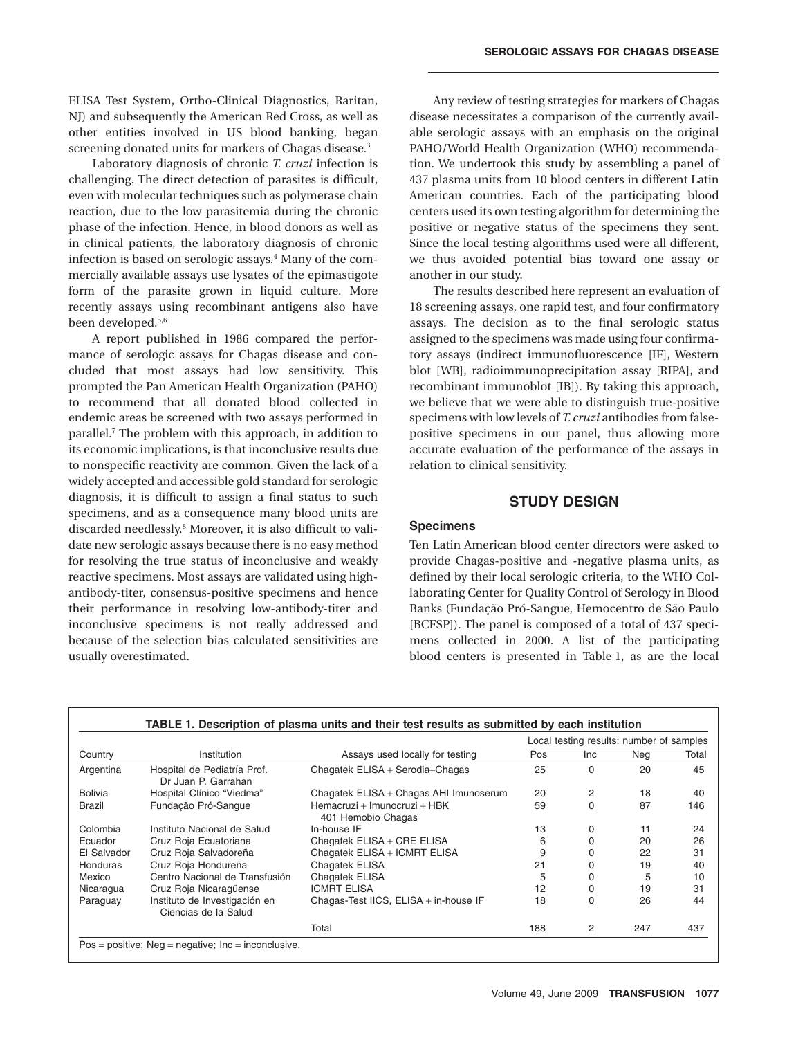ELISA Test System, Ortho-Clinical Diagnostics, Raritan, NJ) and subsequently the American Red Cross, as well as other entities involved in US blood banking, began screening donated units for markers of Chagas disease.[3]

Laboratory diagnosis of chronic *T. cruzi* infection is challenging. The direct detection of parasites is difficult, even with molecular techniques such as polymerase chain reaction, due to the low parasitemia during the chronic phase of the infection. Hence, in blood donors as well as in clinical patients, the laboratory diagnosis of chronic infection is based on serologic assays.[4] Many of the commercially available assays use lysates of the epimastigote form of the parasite grown in liquid culture. More recently assays using recombinant antigens also have been developed.[5,6]

A report published in 1986 compared the performance of serologic assays for Chagas disease and concluded that most assays had low sensitivity. This prompted the Pan American Health Organization (PAHO) to recommend that all donated blood collected in endemic areas be screened with two assays performed in parallel.[7] The problem with this approach, in addition to its economic implications, is that inconclusive results due to nonspecific reactivity are common. Given the lack of a widely accepted and accessible gold standard for serologic diagnosis, it is difficult to assign a final status to such specimens, and as a consequence many blood units are discarded needlessly.[8] Moreover, it is also difficult to validate new serologic assays because there is no easy method for resolving the true status of inconclusive and weakly reactive specimens. Most assays are validated using high-antibody-titer, consensus-positive specimens and hence their performance in resolving low-antibody-titer and inconclusive specimens is not really addressed and because of the selection bias calculated sensitivities are usually overestimated.

Any review of testing strategies for markers of Chagas disease necessitates a comparison of the currently available serologic assays with an emphasis on the original PAHO/World Health Organization (WHO) recommendation. We undertook this study by assembling a panel of 437 plasma units from 10 blood centers in different Latin American countries. Each of the participating blood centers used its own testing algorithm for determining the positive or negative status of the specimens they sent. Since the local testing algorithms used were all different, we thus avoided potential bias toward one assay or another in our study.

The results described here represent an evaluation of 18 screening assays, one rapid test, and four confirmatory assays. The decision as to the final serologic status assigned to the specimens was made using four confirmatory assays (indirect immunofluorescence [IF], Western blot [WB], radioimmunoprecipitation assay [RIPA], and recombinant immunoblot [IB]). By taking this approach, we believe that we were able to distinguish true-positive specimens with low levels of *T. cruzi* antibodies from false-positive specimens in our panel, thus allowing more accurate evaluation of the performance of the assays in relation to clinical sensitivity.

## STUDY DESIGN

### Specimens

Ten Latin American blood center directors were asked to provide Chagas-positive and -negative plasma units, as defined by their local serologic criteria, to the WHO Collaborating Center for Quality Control of Serology in Blood Banks (Fundação Pró-Sangue, Hemocentro de São Paulo [BCFSP]). The panel is composed of a total of 437 specimens collected in 2000. A list of the participating blood centers is presented in Table 1, as are the local

**TABLE 1. Description of plasma units and their test results as submitted by each institution**

| Country | Institution | Assays used locally for testing | Local testing results: number of samples | | | |
|---|---|---|---|---|---|---|
| | | | Pos | Inc | Neg | Total |
| Argentina | Hospital de Pediatría Prof. Dr Juan P. Garrahan | Chagatek ELISA + Serodia–Chagas | 25 | 0 | 20 | 45 |
| Bolivia | Hospital Clínico "Viedma" | Chagatek ELISA + Chagas AHI Imunoserum | 20 | 2 | 18 | 40 |
| Brazil | Fundação Pró-Sangue | Hemacruzi + Imunocruzi + HBK 401 Hemobio Chagas | 59 | 0 | 87 | 146 |
| Colombia | Instituto Nacional de Salud | In-house IF | 13 | 0 | 11 | 24 |
| Ecuador | Cruz Roja Ecuatoriana | Chagatek ELISA + CRE ELISA | 6 | 0 | 20 | 26 |
| El Salvador | Cruz Roja Salvadoreña | Chagatek ELISA + ICMRT ELISA | 9 | 0 | 22 | 31 |
| Honduras | Cruz Roja Hondureña | Chagatek ELISA | 21 | 0 | 19 | 40 |
| Mexico | Centro Nacional de Transfusión | Chagatek ELISA | 5 | 0 | 5 | 10 |
| Nicaragua | Cruz Roja Nicaragüense | ICMRT ELISA | 12 | 0 | 19 | 31 |
| Paraguay | Instituto de Investigación en Ciencias de la Salud | Chagas-Test IICS, ELISA + in-house IF | 18 | 0 | 26 | 44 |
| | | Total | 188 | 2 | 247 | 437 |

Pos = positive; Neg = negative; Inc = inconclusive.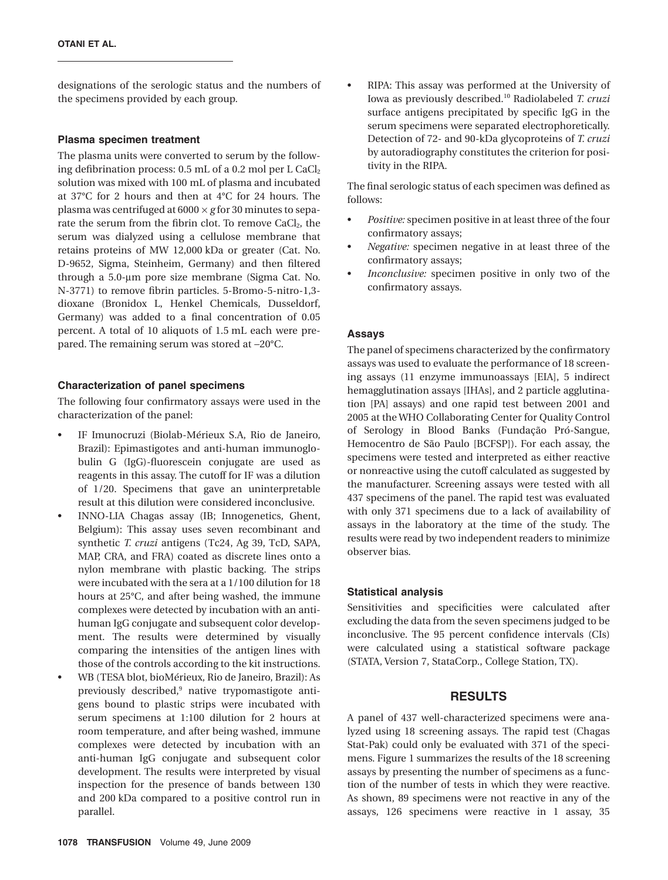designations of the serologic status and the numbers of the specimens provided by each group.

### Plasma specimen treatment

The plasma units were converted to serum by the following defibrination process: 0.5 mL of a 0.2 mol per L $CaCl_2$ solution was mixed with 100 mL of plasma and incubated at 37°C for 2 hours and then at 4°C for 24 hours. The plasma was centrifuged at $6000 \times g$ for 30 minutes to separate the serum from the fibrin clot. To remove $CaCl_2$, the serum was dialyzed using a cellulose membrane that retains proteins of MW 12,000 kDa or greater (Cat. No. D-9652, Sigma, Steinheim, Germany) and then filtered through a 5.0-μm pore size membrane (Sigma Cat. No. N-3771) to remove fibrin particles. 5-Bromo-5-nitro-1,3-dioxane (Bronidox L, Henkel Chemicals, Dusseldorf, Germany) was added to a final concentration of 0.05 percent. A total of 10 aliquots of 1.5 mL each were prepared. The remaining serum was stored at –20°C.

### Characterization of panel specimens

The following four confirmatory assays were used in the characterization of the panel:

- IF Imunocruzi (Biolab-Mérieux S.A, Rio de Janeiro, Brazil): Epimastigotes and anti-human immunoglobulin G (IgG)-fluorescein conjugate are used as reagents in this assay. The cutoff for IF was a dilution of 1/20. Specimens that gave an uninterpretable result at this dilution were considered inconclusive.
- INNO-LIA Chagas assay (IB; Innogenetics, Ghent, Belgium): This assay uses seven recombinant and synthetic *T. cruzi* antigens (Tc24, Ag 39, TcD, SAPA, MAP, CRA, and FRA) coated as discrete lines onto a nylon membrane with plastic backing. The strips were incubated with the sera at a 1/100 dilution for 18 hours at 25°C, and after being washed, the immune complexes were detected by incubation with an anti-human IgG conjugate and subsequent color development. The results were determined by visually comparing the intensities of the antigen lines with those of the controls according to the kit instructions.
- WB (TESA blot, bioMérieux, Rio de Janeiro, Brazil): As previously described,[9] native trypomastigote antigens bound to plastic strips were incubated with serum specimens at 1:100 dilution for 2 hours at room temperature, and after being washed, immune complexes were detected by incubation with an anti-human IgG conjugate and subsequent color development. The results were interpreted by visual inspection for the presence of bands between 130 and 200 kDa compared to a positive control run in parallel.
- RIPA: This assay was performed at the University of Iowa as previously described.[10] Radiolabeled *T. cruzi* surface antigens precipitated by specific IgG in the serum specimens were separated electrophoretically. Detection of 72- and 90-kDa glycoproteins of *T. cruzi* by autoradiography constitutes the criterion for positivity in the RIPA.

The final serologic status of each specimen was defined as follows:

- *Positive:* specimen positive in at least three of the four confirmatory assays;
- *Negative:* specimen negative in at least three of the confirmatory assays;
- *Inconclusive:* specimen positive in only two of the confirmatory assays.

### Assays

The panel of specimens characterized by the confirmatory assays was used to evaluate the performance of 18 screening assays (11 enzyme immunoassays [EIA], 5 indirect hemagglutination assays [IHAs], and 2 particle agglutination [PA] assays) and one rapid test between 2001 and 2005 at the WHO Collaborating Center for Quality Control of Serology in Blood Banks (Fundação Pró-Sangue, Hemocentro de São Paulo [BCFSP]). For each assay, the specimens were tested and interpreted as either reactive or nonreactive using the cutoff calculated as suggested by the manufacturer. Screening assays were tested with all 437 specimens of the panel. The rapid test was evaluated with only 371 specimens due to a lack of availability of assays in the laboratory at the time of the study. The results were read by two independent readers to minimize observer bias.

### Statistical analysis

Sensitivities and specificities were calculated after excluding the data from the seven specimens judged to be inconclusive. The 95 percent confidence intervals (CIs) were calculated using a statistical software package (STATA, Version 7, StataCorp., College Station, TX).

## RESULTS

A panel of 437 well-characterized specimens were analyzed using 18 screening assays. The rapid test (Chagas Stat-Pak) could only be evaluated with 371 of the specimens. Figure 1 summarizes the results of the 18 screening assays by presenting the number of specimens as a function of the number of tests in which they were reactive. As shown, 89 specimens were not reactive in any of the assays, 126 specimens were reactive in 1 assay, 35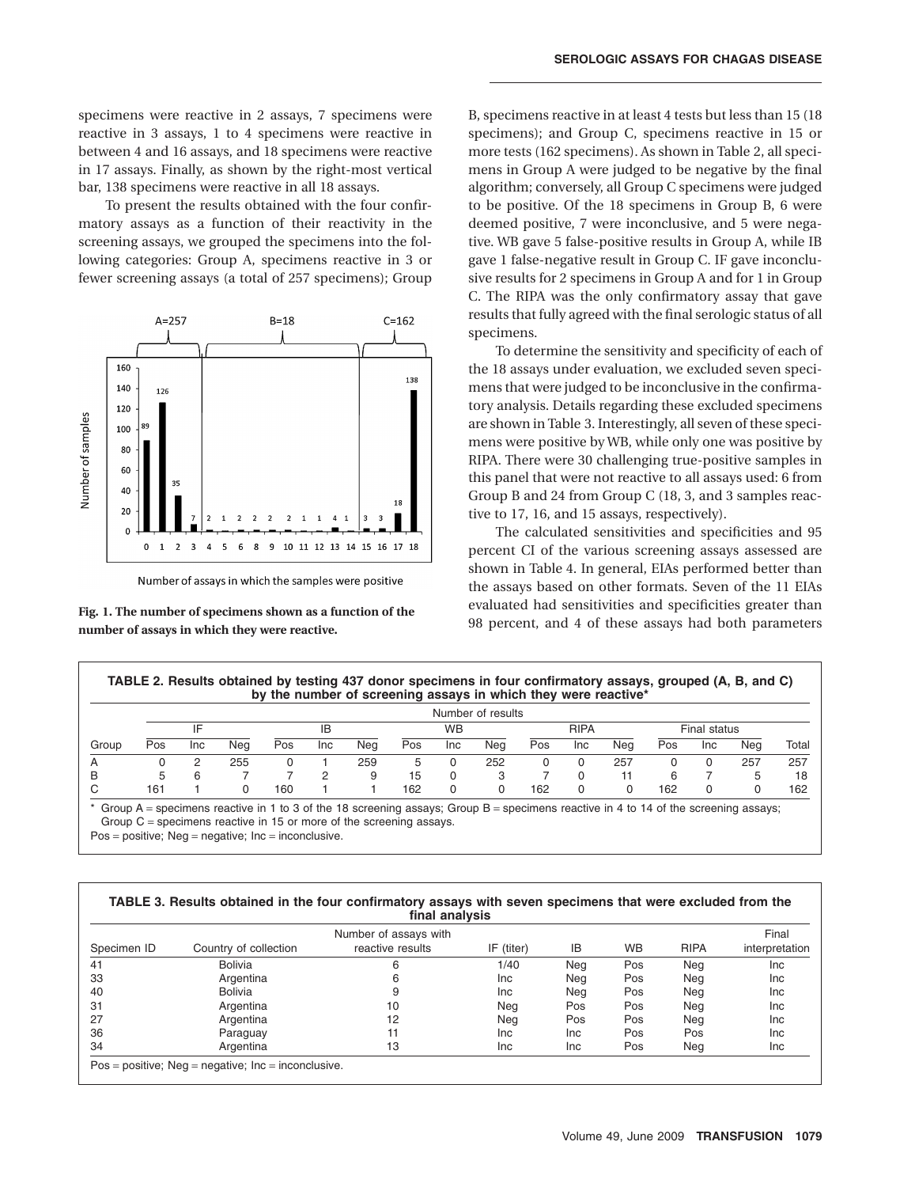specimens were reactive in 2 assays, 7 specimens were reactive in 3 assays, 1 to 4 specimens were reactive in between 4 and 16 assays, and 18 specimens were reactive in 17 assays. Finally, as shown by the right-most vertical bar, 138 specimens were reactive in all 18 assays.

To present the results obtained with the four confirmatory assays as a function of their reactivity in the screening assays, we grouped the specimens into the following categories: Group A, specimens reactive in 3 or fewer screening assays (a total of 257 specimens); Group B, specimens reactive in at least 4 tests but less than 15 (18 specimens); and Group C, specimens reactive in 15 or more tests (162 specimens). As shown in Table 2, all specimens in Group A were judged to be negative by the final algorithm; conversely, all Group C specimens were judged to be positive. Of the 18 specimens in Group B, 6 were deemed positive, 7 were inconclusive, and 5 were negative. WB gave 5 false-positive results in Group A, while IB gave 1 false-negative result in Group C. IF gave inconclusive results for 2 specimens in Group A and for 1 in Group C. The RIPA was the only confirmatory assay that gave results that fully agreed with the final serologic status of all specimens.

**Fig. 1. The number of specimens shown as a function of the number of assays in which they were reactive.**

To determine the sensitivity and specificity of each of the 18 assays under evaluation, we excluded seven specimens that were judged to be inconclusive in the confirmatory analysis. Details regarding these excluded specimens are shown in Table 3. Interestingly, all seven of these specimens were positive by WB, while only one was positive by RIPA. There were 30 challenging true-positive samples in this panel that were not reactive to all assays used: 6 from Group B and 24 from Group C (18, 3, and 3 samples reactive to 17, 16, and 15 assays, respectively).

The calculated sensitivities and specificities and 95 percent CI of the various screening assays assessed are shown in Table 4. In general, EIAs performed better than the assays based on other formats. Seven of the 11 EIAs evaluated had sensitivities and specificities greater than 98 percent, and 4 of these assays had both parameters

**TABLE 2. Results obtained by testing 437 donor specimens in four confirmatory assays, grouped (A, B, and C) by the number of screening assays in which they were reactive***

| | Number of results | | | | | | | | | | | | | | | |
|---|---|---|---|---|---|---|---|---|---|---|---|---|---|---|---|---|
| | IF | | | IB | | | WB | | | RIPA | | | Final status | | | |
| Group | Pos | Inc | Neg | Pos | Inc | Neg | Pos | Inc | Neg | Pos | Inc | Neg | Pos | Inc | Neg | Total |
| A | 0 | 2 | 255 | 0 | 1 | 259 | 5 | 0 | 252 | 0 | 0 | 257 | 0 | 0 | 257 | 257 |
| B | 5 | 6 | 7 | 7 | 2 | 9 | 15 | 0 | 3 | 7 | 0 | 11 | 6 | 7 | 5 | 18 |
| C | 161 | 1 | 0 | 160 | 1 | 1 | 162 | 0 | 0 | 162 | 0 | 0 | 162 | 0 | 0 | 162 |

\* Group A = specimens reactive in 1 to 3 of the 18 screening assays; Group B = specimens reactive in 4 to 14 of the screening assays; Group C = specimens reactive in 15 or more of the screening assays.
Pos = positive; Neg = negative; Inc = inconclusive.

**TABLE 3. Results obtained in the four confirmatory assays with seven specimens that were excluded from the final analysis**

| Specimen ID | Country of collection | Number of assays with reactive results | IF (titer) | IB | WB | RIPA | Final interpretation |
|---|---|---|---|---|---|---|---|
| 41 | Bolivia | 6 | 1/40 | Neg | Pos | Neg | Inc |
| 33 | Argentina | 6 | Inc | Neg | Pos | Neg | Inc |
| 40 | Bolivia | 9 | Inc | Neg | Pos | Neg | Inc |
| 31 | Argentina | 10 | Neg | Pos | Pos | Neg | Inc |
| 27 | Argentina | 12 | Neg | Pos | Pos | Neg | Inc |
| 36 | Paraguay | 11 | Inc | Inc | Pos | Pos | Inc |
| 34 | Argentina | 13 | Inc | Inc | Pos | Neg | Inc |

Pos = positive; Neg = negative; Inc = inconclusive.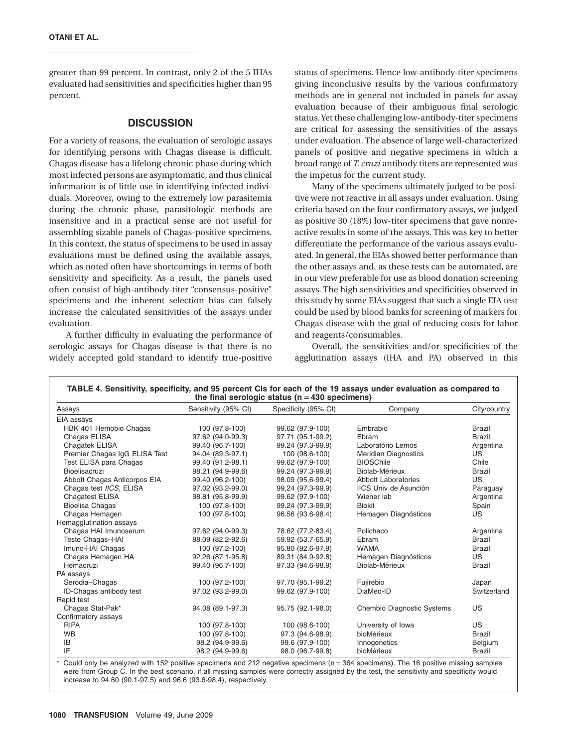greater than 99 percent. In contrast, only 2 of the 5 IHAs evaluated had sensitivities and specificities higher than 95 percent.

## DISCUSSION

For a variety of reasons, the evaluation of serologic assays for identifying persons with Chagas disease is difficult. Chagas disease has a lifelong chronic phase during which most infected persons are asymptomatic, and thus clinical information is of little use in identifying infected individuals. Moreover, owing to the extremely low parasitemia during the chronic phase, parasitologic methods are insensitive and in a practical sense are not useful for assembling sizable panels of Chagas-positive specimens. In this context, the status of specimens to be used in assay evaluations must be defined using the available assays, which as noted often have shortcomings in terms of both sensitivity and specificity. As a result, the panels used often consist of high-antibody-titer "consensus-positive" specimens and the inherent selection bias can falsely increase the calculated sensitivities of the assays under evaluation.

A further difficulty in evaluating the performance of serologic assays for Chagas disease is that there is no widely accepted gold standard to identify true-positive status of specimens. Hence low-antibody-titer specimens giving inconclusive results by the various confirmatory methods are in general not included in panels for assay evaluation because of their ambiguous final serologic status. Yet these challenging low-antibody-titer specimens are critical for assessing the sensitivities of the assays under evaluation. The absence of large well-characterized panels of positive and negative specimens in which a broad range of *T. cruzi* antibody titers are represented was the impetus for the current study.

Many of the specimens ultimately judged to be positive were not reactive in all assays under evaluation. Using criteria based on the four confirmatory assays, we judged as positive 30 (18%) low-titer specimens that gave nonreactive results in some of the assays. This was key to better differentiate the performance of the various assays evaluated. In general, the EIAs showed better performance than the other assays and, as these tests can be automated, are in our view preferable for use as blood donation screening assays. The high sensitivities and specificities observed in this study by some EIAs suggest that such a single EIA test could be used by blood banks for screening of markers for Chagas disease with the goal of reducing costs for labor and reagents/consumables.

Overall, the sensitivities and/or specificities of the agglutination assays (IHA and PA) observed in this

**TABLE 4. Sensitivity, specificity, and 95 percent CIs for each of the 19 assays under evaluation as compared to the final serologic status (n = 430 specimens)**

| Assays | Sensitivity (95% CI) | Specificity (95% CI) | Company | City/country |
|---|---|---|---|---|
| EIA assays | | | | |
| HBK 401 Hemobio Chagas | 100 (97.8-100) | 99.62 (97.9-100) | Embrabio | Brazil |
| Chagas ELISA | 97.62 (94.0-99.3) | 97.71 (95.1-99.2) | Ebram | Brazil |
| Chagatek ELISA | 99.40 (96.7-100) | 99.24 (97.3-99.9) | Laboratório Lemos | Argentina |
| Premier Chagas IgG ELISA Test | 94.04 (89.3-97.1) | 100 (98.6-100) | Meridian Diagnostics | US |
| Test ELISA para Chagas | 99.40 (91.2-98.1) | 99.62 (97.9-100) | BIOSChile | Chile |
| Bioelisacruzi | 98.21 (94.9-99.6) | 99.24 (97.3-99.9) | Biolab-Mérieux | Brazil |
| Abbott Chagas Anticorpos EIA | 99.40 (96.2-100) | 98.09 (95.6-99.4) | Abbott Laboratories | US |
| Chagas test *IICS*, ELISA | 97,02 (93.2-99.0) | 99,24 (97.3-99.9) | IICS Univ de Asunción | Paraguay |
| Chagatest ELISA | 98.81 (95.8-99.9) | 99.62 (97.9-100) | Wiener lab | Argentina |
| Bioelisa Chagas | 100 (97.8-100) | 99.24 (97.3-99.9) | Biokit | Spain |
| Chagas Hemagen | 100 (97.8-100) | 96.56 (93.6-98.4) | Hemagen Diagnósticos | US |
| Hemagglutination assays | | | | |
| Chagas HAI Imunoserum | 97.62 (94.0-99.3) | 78.62 (77.2-83.4) | Polichaco | Argentina |
| Teste Chagas–HAI | 88.09 (82.2-92.6) | 59.92 (53.7-65.9) | Ebram | Brazil |
| Imuno-HAI Chagas | 100 (97.2-100) | 95.80 (92.6-97.9) | WAMA | Brazil |
| Chagas Hemagen HA | 92.26 (87.1-95.8) | 89.31 (84.9-92.8) | Hemagen Diagnósticos | US |
| Hemacruzi | 99.40 (96.7-100) | 97.33 (94.6-98.9) | Biolab-Mérieux | Brazil |
| PA assays | | | | |
| Serodia–Chagas | 100 (97.2-100) | 97.70 (95.1-99.2) | Fujirebio | Japan |
| ID-Chagas antibody test | 97.02 (93.2-99.0) | 99.62 (97.9-100) | DiaMed-ID | Switzerland |
| Rapid test | | | | |
| Chagas Stat-Pak* | 94.08 (89.1-97.3) | 95.75 (92.1-98.0) | Chembio Diagnostic Systems | US |
| Confirmatory assays | | | | |
| RIPA | 100 (97.8-100) | 100 (98.6-100) | University of Iowa | US |
| WB | 100 (97.8-100) | 97.3 (94.6-98.9) | bioMérieux | Brazil |
| IB | 98.2 (94.9-99.6) | 99.6 (97.9-100) | Innogenetics | Belgium |
| IF | 98.2 (94.9-99.6) | 98.0 (96.7-99.8) | bioMérieux | Brazil |

\* Could only be analyzed with 152 positive specimens and 212 negative specimens (n = 364 specimens). The 16 positive missing samples were from Group C. In the best scenario, if all missing samples were correctly assigned by the test, the sensitivity and specificity would increase to 94.60 (90.1-97.5) and 96.6 (93.6-98.4), respectively.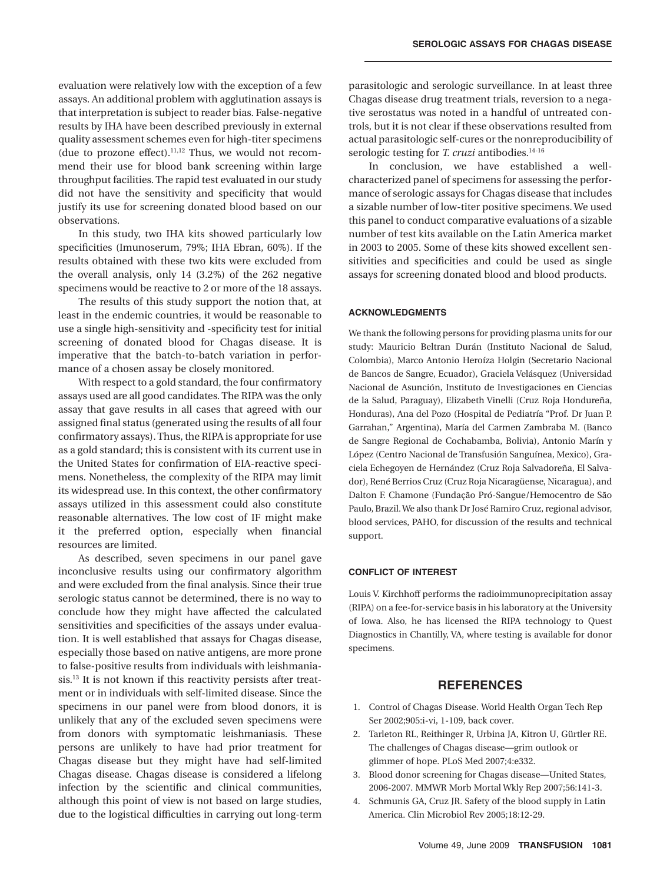evaluation were relatively low with the exception of a few assays. An additional problem with agglutination assays is that interpretation is subject to reader bias. False-negative results by IHA have been described previously in external quality assessment schemes even for high-titer specimens (due to prozone effect).[11,12] Thus, we would not recommend their use for blood bank screening within large throughput facilities. The rapid test evaluated in our study did not have the sensitivity and specificity that would justify its use for screening donated blood based on our observations.

In this study, two IHA kits showed particularly low specificities (Imunoserum, 79%; IHA Ebran, 60%). If the results obtained with these two kits were excluded from the overall analysis, only 14 (3.2%) of the 262 negative specimens would be reactive to 2 or more of the 18 assays.

The results of this study support the notion that, at least in the endemic countries, it would be reasonable to use a single high-sensitivity and -specificity test for initial screening of donated blood for Chagas disease. It is imperative that the batch-to-batch variation in performance of a chosen assay be closely monitored.

With respect to a gold standard, the four confirmatory assays used are all good candidates. The RIPA was the only assay that gave results in all cases that agreed with our assigned final status (generated using the results of all four confirmatory assays). Thus, the RIPA is appropriate for use as a gold standard; this is consistent with its current use in the United States for confirmation of EIA-reactive specimens. Nonetheless, the complexity of the RIPA may limit its widespread use. In this context, the other confirmatory assays utilized in this assessment could also constitute reasonable alternatives. The low cost of IF might make it the preferred option, especially when financial resources are limited.

As described, seven specimens in our panel gave inconclusive results using our confirmatory algorithm and were excluded from the final analysis. Since their true serologic status cannot be determined, there is no way to conclude how they might have affected the calculated sensitivities and specificities of the assays under evaluation. It is well established that assays for Chagas disease, especially those based on native antigens, are more prone to false-positive results from individuals with leishmaniasis.[13] It is not known if this reactivity persists after treatment or in individuals with self-limited disease. Since the specimens in our panel were from blood donors, it is unlikely that any of the excluded seven specimens were from donors with symptomatic leishmaniasis. These persons are unlikely to have had prior treatment for Chagas disease but they might have had self-limited Chagas disease. Chagas disease is considered a lifelong infection by the scientific and clinical communities, although this point of view is not based on large studies, due to the logistical difficulties in carrying out long-term parasitologic and serologic surveillance. In at least three Chagas disease drug treatment trials, reversion to a negative serostatus was noted in a handful of untreated controls, but it is not clear if these observations resulted from actual parasitologic self-cures or the nonreproducibility of serologic testing for *T. cruzi* antibodies.[14-16]

In conclusion, we have established a well-characterized panel of specimens for assessing the performance of serologic assays for Chagas disease that includes a sizable number of low-titer positive specimens. We used this panel to conduct comparative evaluations of a sizable number of test kits available on the Latin America market in 2003 to 2005. Some of these kits showed excellent sensitivities and specificities and could be used as single assays for screening donated blood and blood products.

#### ACKNOWLEDGMENTS

We thank the following persons for providing plasma units for our study: Mauricio Beltran Durán (Instituto Nacional de Salud, Colombia), Marco Antonio Heroíza Holgin (Secretario Nacional de Bancos de Sangre, Ecuador), Graciela Velásquez (Universidad Nacional de Asunción, Instituto de Investigaciones en Ciencias de la Salud, Paraguay), Elizabeth Vinelli (Cruz Roja Hondureña, Honduras), Ana del Pozo (Hospital de Pediatría "Prof. Dr Juan P. Garrahan," Argentina), María del Carmen Zambraba M. (Banco de Sangre Regional de Cochabamba, Bolivia), Antonio Marín y López (Centro Nacional de Transfusión Sanguínea, Mexico), Graciela Echegoyen de Hernández (Cruz Roja Salvadoreña, El Salvador), René Berrios Cruz (Cruz Roja Nicaragüense, Nicaragua), and Dalton F. Chamone (Fundação Pró-Sangue/Hemocentro de São Paulo, Brazil. We also thank Dr José Ramiro Cruz, regional advisor, blood services, PAHO, for discussion of the results and technical support.

#### CONFLICT OF INTEREST

Louis V. Kirchhoff performs the radioimmunoprecipitation assay (RIPA) on a fee-for-service basis in his laboratory at the University of Iowa. Also, he has licensed the RIPA technology to Quest Diagnostics in Chantilly, VA, where testing is available for donor specimens.

## REFERENCES

1. Control of Chagas Disease. World Health Organ Tech Rep Ser 2002;905:i-vi, 1-109, back cover.
2. Tarleton RL, Reithinger R, Urbina JA, Kitron U, Gürtler RE. The challenges of Chagas disease—grim outlook or glimmer of hope. PLoS Med 2007;4:e332.
3. Blood donor screening for Chagas disease—United States, 2006-2007. MMWR Morb Mortal Wkly Rep 2007;56:141-3.
4. Schmunis GA, Cruz JR. Safety of the blood supply in Latin America. Clin Microbiol Rev 2005;18:12-29.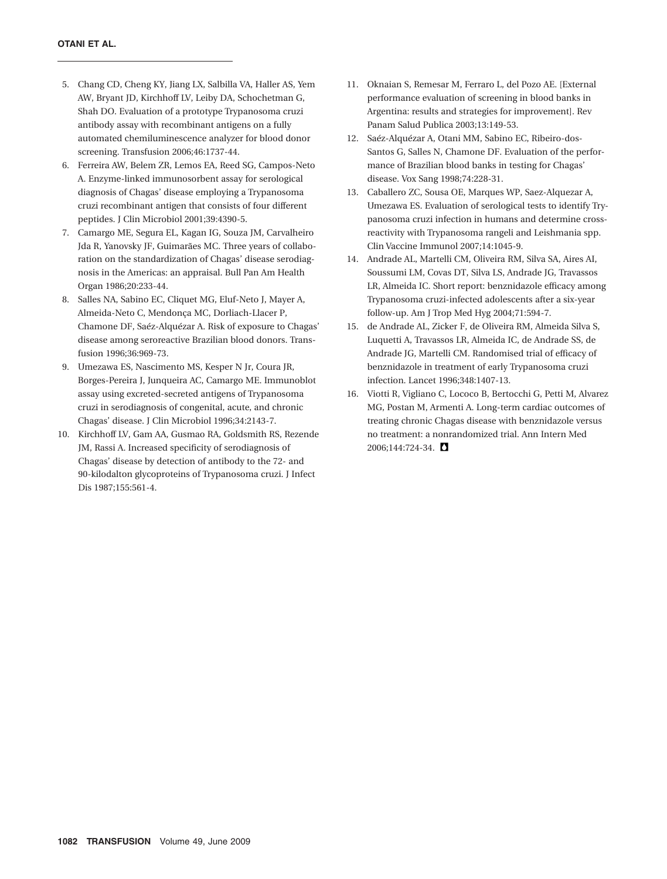5. Chang CD, Cheng KY, Jiang LX, Salbilla VA, Haller AS, Yem AW, Bryant JD, Kirchhoff LV, Leiby DA, Schochetman G, Shah DO. Evaluation of a prototype Trypanosoma cruzi antibody assay with recombinant antigens on a fully automated chemiluminescence analyzer for blood donor screening. Transfusion 2006;46:1737-44.
6. Ferreira AW, Belem ZR, Lemos EA, Reed SG, Campos-Neto A. Enzyme-linked immunosorbent assay for serological diagnosis of Chagas' disease employing a Trypanosoma cruzi recombinant antigen that consists of four different peptides. J Clin Microbiol 2001;39:4390-5.
7. Camargo ME, Segura EL, Kagan IG, Souza JM, Carvalheiro Jda R, Yanovsky JF, Guimarães MC. Three years of collaboration on the standardization of Chagas' disease serodiagnosis in the Americas: an appraisal. Bull Pan Am Health Organ 1986;20:233-44.
8. Salles NA, Sabino EC, Cliquet MG, Eluf-Neto J, Mayer A, Almeida-Neto C, Mendonça MC, Dorliach-Llacer P, Chamone DF, Saéz-Alquézar A. Risk of exposure to Chagas' disease among seroreactive Brazilian blood donors. Transfusion 1996;36:969-73.
9. Umezawa ES, Nascimento MS, Kesper N Jr, Coura JR, Borges-Pereira J, Junqueira AC, Camargo ME. Immunoblot assay using excreted-secreted antigens of Trypanosoma cruzi in serodiagnosis of congenital, acute, and chronic Chagas' disease. J Clin Microbiol 1996;34:2143-7.
10. Kirchhoff LV, Gam AA, Gusmao RA, Goldsmith RS, Rezende JM, Rassi A. Increased specificity of serodiagnosis of Chagas' disease by detection of antibody to the 72- and 90-kilodalton glycoproteins of Trypanosoma cruzi. J Infect Dis 1987;155:561-4.
11. Oknaian S, Remesar M, Ferraro L, del Pozo AE. [External performance evaluation of screening in blood banks in Argentina: results and strategies for improvement]. Rev Panam Salud Publica 2003;13:149-53.
12. Saéz-Alquézar A, Otani MM, Sabino EC, Ribeiro-dos-Santos G, Salles N, Chamone DF. Evaluation of the performance of Brazilian blood banks in testing for Chagas' disease. Vox Sang 1998;74:228-31.
13. Caballero ZC, Sousa OE, Marques WP, Saez-Alquezar A, Umezawa ES. Evaluation of serological tests to identify Trypanosoma cruzi infection in humans and determine cross-reactivity with Trypanosoma rangeli and Leishmania spp. Clin Vaccine Immunol 2007;14:1045-9.
14. Andrade AL, Martelli CM, Oliveira RM, Silva SA, Aires AI, Soussumi LM, Covas DT, Silva LS, Andrade JG, Travassos LR, Almeida IC. Short report: benznidazole efficacy among Trypanosoma cruzi-infected adolescents after a six-year follow-up. Am J Trop Med Hyg 2004;71:594-7.
15. de Andrade AL, Zicker F, de Oliveira RM, Almeida Silva S, Luquetti A, Travassos LR, Almeida IC, de Andrade SS, de Andrade JG, Martelli CM. Randomised trial of efficacy of benznidazole in treatment of early Trypanosoma cruzi infection. Lancet 1996;348:1407-13.
16. Viotti R, Vigliano C, Lococo B, Bertocchi G, Petti M, Alvarez MG, Postan M, Armenti A. Long-term cardiac outcomes of treating chronic Chagas disease with benznidazole versus no treatment: a nonrandomized trial. Ann Intern Med 2006;144:724-34.